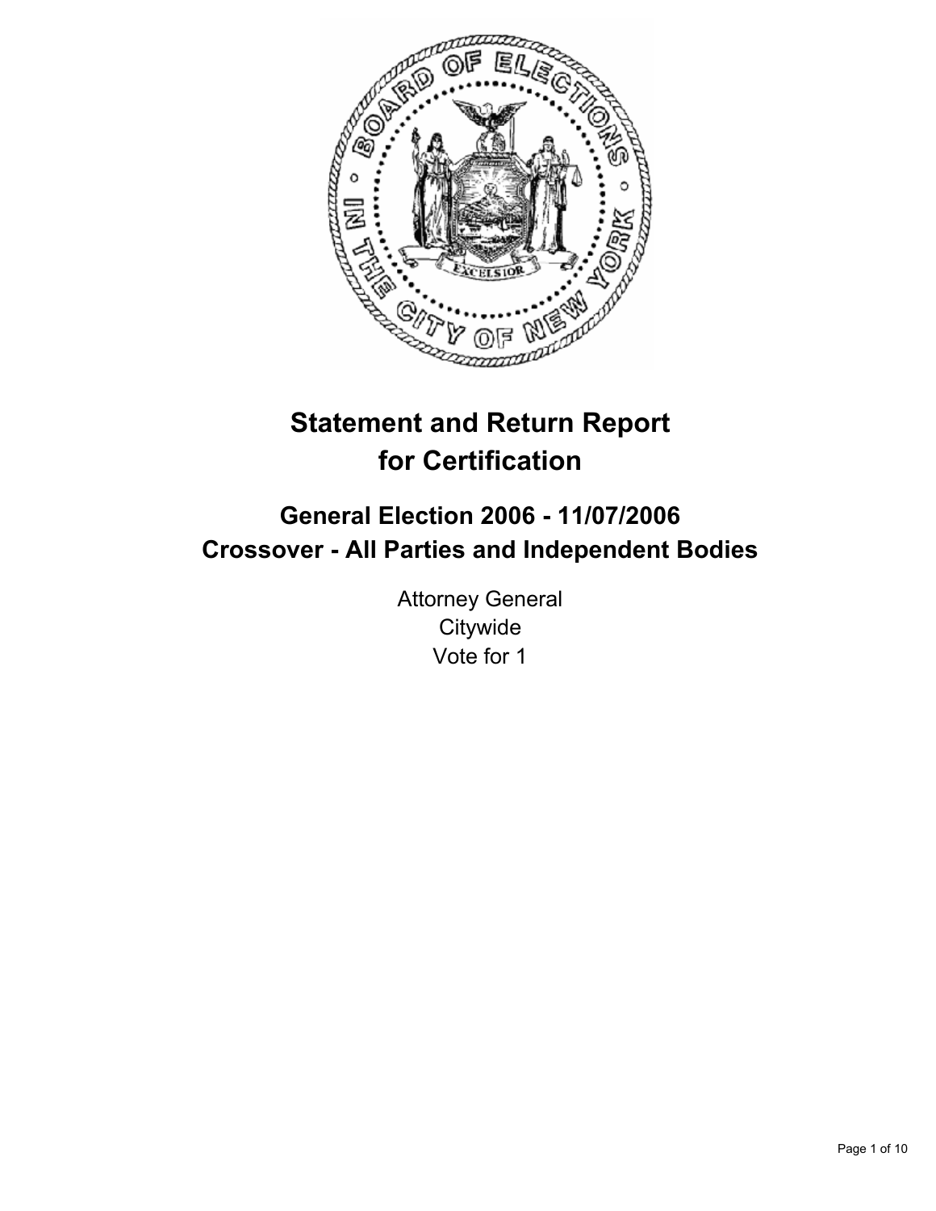# Statement and Return Report for Certification

## General Election 2006 - 11/07/2006
## Crossover - All Parties and Independent Bodies

Attorney General
Citywide
Vote for 1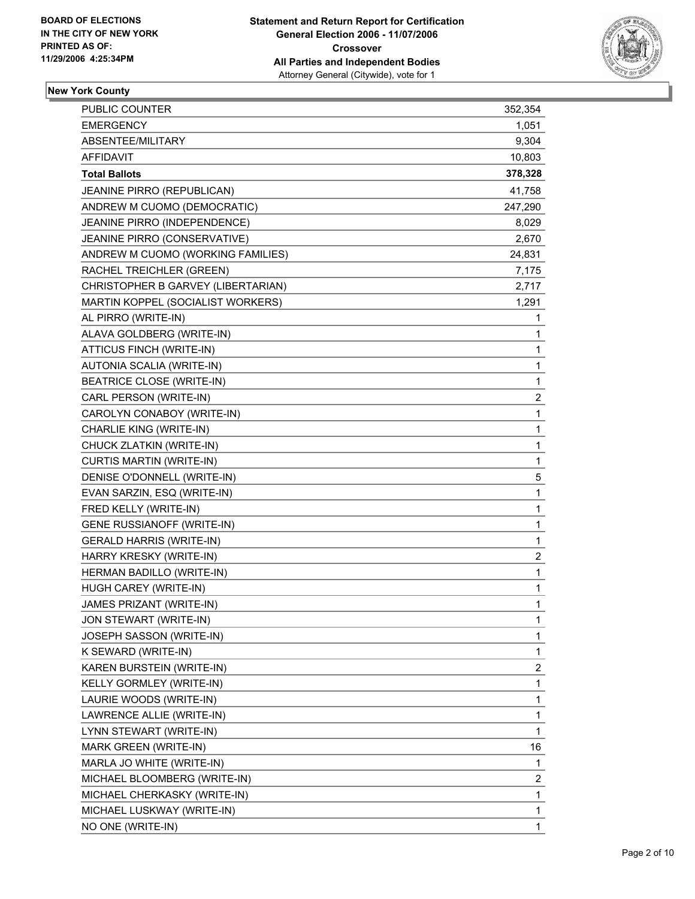**BOARD OF ELECTIONS IN THE CITY OF NEW YORK PRINTED AS OF: 11/29/2006 4:25:34PM**

# Statement and Return Report for Certification General Election 2006 - 11/07/2006 Crossover All Parties and Independent Bodies

Attorney General (Citywide), vote for 1

## New York County

| | |
|---|---|
| PUBLIC COUNTER | 352,354 |
| EMERGENCY | 1,051 |
| ABSENTEE/MILITARY | 9,304 |
| AFFIDAVIT | 10,803 |
| **Total Ballots** | **378,328** |
| JEANINE PIRRO (REPUBLICAN) | 41,758 |
| ANDREW M CUOMO (DEMOCRATIC) | 247,290 |
| JEANINE PIRRO (INDEPENDENCE) | 8,029 |
| JEANINE PIRRO (CONSERVATIVE) | 2,670 |
| ANDREW M CUOMO (WORKING FAMILIES) | 24,831 |
| RACHEL TREICHLER (GREEN) | 7,175 |
| CHRISTOPHER B GARVEY (LIBERTARIAN) | 2,717 |
| MARTIN KOPPEL (SOCIALIST WORKERS) | 1,291 |
| AL PIRRO (WRITE-IN) | 1 |
| ALAVA GOLDBERG (WRITE-IN) | 1 |
| ATTICUS FINCH (WRITE-IN) | 1 |
| AUTONIA SCALIA (WRITE-IN) | 1 |
| BEATRICE CLOSE (WRITE-IN) | 1 |
| CARL PERSON (WRITE-IN) | 2 |
| CAROLYN CONABOY (WRITE-IN) | 1 |
| CHARLIE KING (WRITE-IN) | 1 |
| CHUCK ZLATKIN (WRITE-IN) | 1 |
| CURTIS MARTIN (WRITE-IN) | 1 |
| DENISE O'DONNELL (WRITE-IN) | 5 |
| EVAN SARZIN, ESQ (WRITE-IN) | 1 |
| FRED KELLY (WRITE-IN) | 1 |
| GENE RUSSIANOFF (WRITE-IN) | 1 |
| GERALD HARRIS (WRITE-IN) | 1 |
| HARRY KRESKY (WRITE-IN) | 2 |
| HERMAN BADILLO (WRITE-IN) | 1 |
| HUGH CAREY (WRITE-IN) | 1 |
| JAMES PRIZANT (WRITE-IN) | 1 |
| JON STEWART (WRITE-IN) | 1 |
| JOSEPH SASSON (WRITE-IN) | 1 |
| K SEWARD (WRITE-IN) | 1 |
| KAREN BURSTEIN (WRITE-IN) | 2 |
| KELLY GORMLEY (WRITE-IN) | 1 |
| LAURIE WOODS (WRITE-IN) | 1 |
| LAWRENCE ALLIE (WRITE-IN) | 1 |
| LYNN STEWART (WRITE-IN) | 1 |
| MARK GREEN (WRITE-IN) | 16 |
| MARLA JO WHITE (WRITE-IN) | 1 |
| MICHAEL BLOOMBERG (WRITE-IN) | 2 |
| MICHAEL CHERKASKY (WRITE-IN) | 1 |
| MICHAEL LUSKWAY (WRITE-IN) | 1 |
| NO ONE (WRITE-IN) | 1 |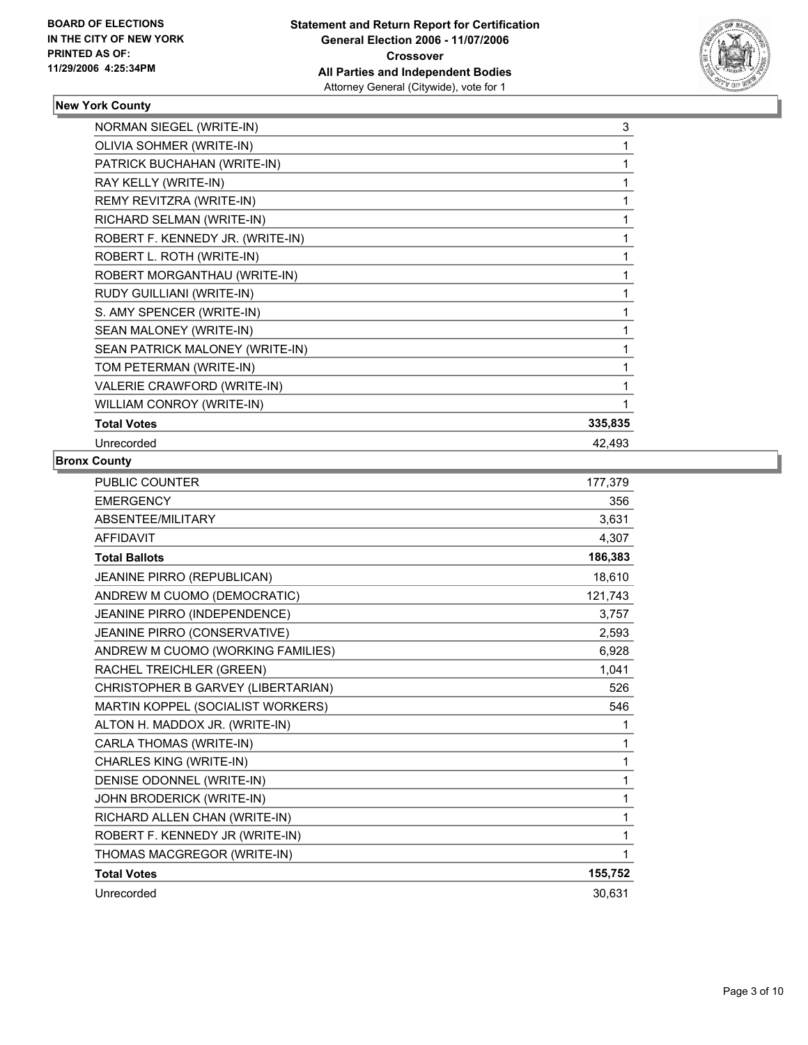**BOARD OF ELECTIONS IN THE CITY OF NEW YORK PRINTED AS OF: 11/29/2006 4:25:34PM**

**Statement and Return Report for Certification General Election 2006 - 11/07/2006 Crossover All Parties and Independent Bodies**
Attorney General (Citywide), vote for 1

## New York County

| | |
|---|---|
| NORMAN SIEGEL (WRITE-IN) | 3 |
| OLIVIA SOHMER (WRITE-IN) | 1 |
| PATRICK BUCHAHAN (WRITE-IN) | 1 |
| RAY KELLY (WRITE-IN) | 1 |
| REMY REVITZRA (WRITE-IN) | 1 |
| RICHARD SELMAN (WRITE-IN) | 1 |
| ROBERT F. KENNEDY JR. (WRITE-IN) | 1 |
| ROBERT L. ROTH (WRITE-IN) | 1 |
| ROBERT MORGANTHAU (WRITE-IN) | 1 |
| RUDY GUILLIANI (WRITE-IN) | 1 |
| S. AMY SPENCER (WRITE-IN) | 1 |
| SEAN MALONEY (WRITE-IN) | 1 |
| SEAN PATRICK MALONEY (WRITE-IN) | 1 |
| TOM PETERMAN (WRITE-IN) | 1 |
| VALERIE CRAWFORD (WRITE-IN) | 1 |
| WILLIAM CONROY (WRITE-IN) | 1 |
| **Total Votes** | **335,835** |
| Unrecorded | 42,493 |

## Bronx County

| | |
|---|---|
| PUBLIC COUNTER | 177,379 |
| EMERGENCY | 356 |
| ABSENTEE/MILITARY | 3,631 |
| AFFIDAVIT | 4,307 |
| **Total Ballots** | **186,383** |
| JEANINE PIRRO (REPUBLICAN) | 18,610 |
| ANDREW M CUOMO (DEMOCRATIC) | 121,743 |
| JEANINE PIRRO (INDEPENDENCE) | 3,757 |
| JEANINE PIRRO (CONSERVATIVE) | 2,593 |
| ANDREW M CUOMO (WORKING FAMILIES) | 6,928 |
| RACHEL TREICHLER (GREEN) | 1,041 |
| CHRISTOPHER B GARVEY (LIBERTARIAN) | 526 |
| MARTIN KOPPEL (SOCIALIST WORKERS) | 546 |
| ALTON H. MADDOX JR. (WRITE-IN) | 1 |
| CARLA THOMAS (WRITE-IN) | 1 |
| CHARLES KING (WRITE-IN) | 1 |
| DENISE ODONNEL (WRITE-IN) | 1 |
| JOHN BRODERICK (WRITE-IN) | 1 |
| RICHARD ALLEN CHAN (WRITE-IN) | 1 |
| ROBERT F. KENNEDY JR (WRITE-IN) | 1 |
| THOMAS MACGREGOR (WRITE-IN) | 1 |
| **Total Votes** | **155,752** |
| Unrecorded | 30,631 |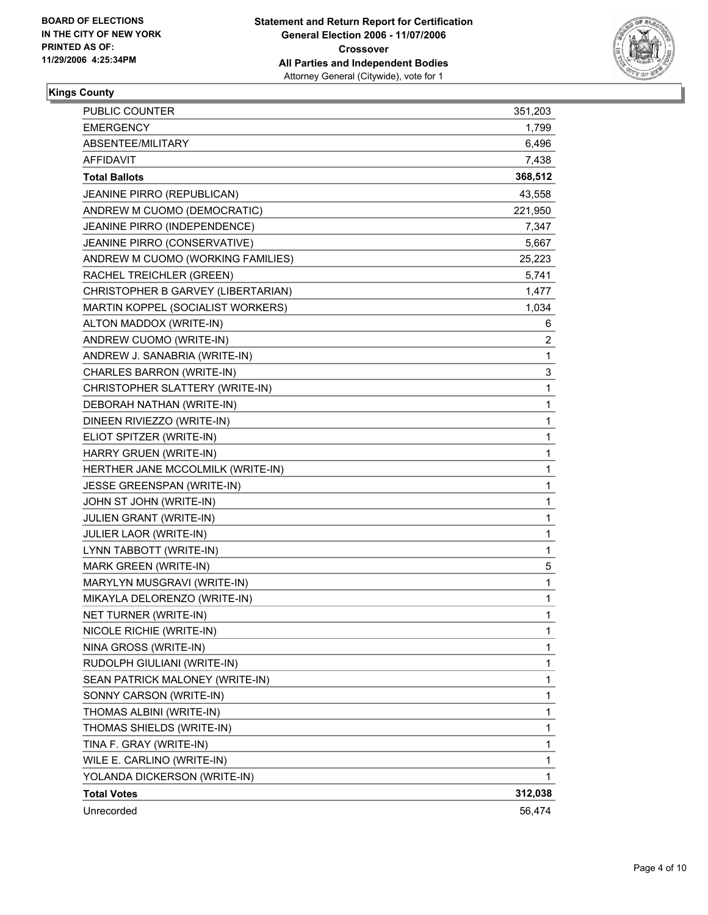**BOARD OF ELECTIONS IN THE CITY OF NEW YORK**
**PRINTED AS OF: 11/29/2006 4:25:34PM**

**Statement and Return Report for Certification**
**General Election 2006 - 11/07/2006**
**Crossover**
**All Parties and Independent Bodies**
Attorney General (Citywide), vote for 1

**Kings County**

| | |
|---|---|
| PUBLIC COUNTER | 351,203 |
| EMERGENCY | 1,799 |
| ABSENTEE/MILITARY | 6,496 |
| AFFIDAVIT | 7,438 |
| **Total Ballots** | **368,512** |
| JEANINE PIRRO (REPUBLICAN) | 43,558 |
| ANDREW M CUOMO (DEMOCRATIC) | 221,950 |
| JEANINE PIRRO (INDEPENDENCE) | 7,347 |
| JEANINE PIRRO (CONSERVATIVE) | 5,667 |
| ANDREW M CUOMO (WORKING FAMILIES) | 25,223 |
| RACHEL TREICHLER (GREEN) | 5,741 |
| CHRISTOPHER B GARVEY (LIBERTARIAN) | 1,477 |
| MARTIN KOPPEL (SOCIALIST WORKERS) | 1,034 |
| ALTON MADDOX (WRITE-IN) | 6 |
| ANDREW CUOMO (WRITE-IN) | 2 |
| ANDREW J. SANABRIA (WRITE-IN) | 1 |
| CHARLES BARRON (WRITE-IN) | 3 |
| CHRISTOPHER SLATTERY (WRITE-IN) | 1 |
| DEBORAH NATHAN (WRITE-IN) | 1 |
| DINEEN RIVIEZZO (WRITE-IN) | 1 |
| ELIOT SPITZER (WRITE-IN) | 1 |
| HARRY GRUEN (WRITE-IN) | 1 |
| HERTHER JANE MCCOLMILK (WRITE-IN) | 1 |
| JESSE GREENSPAN (WRITE-IN) | 1 |
| JOHN ST JOHN (WRITE-IN) | 1 |
| JULIEN GRANT (WRITE-IN) | 1 |
| JULIER LAOR (WRITE-IN) | 1 |
| LYNN TABBOTT (WRITE-IN) | 1 |
| MARK GREEN (WRITE-IN) | 5 |
| MARYLYN MUSGRAVI (WRITE-IN) | 1 |
| MIKAYLA DELORENZO (WRITE-IN) | 1 |
| NET TURNER (WRITE-IN) | 1 |
| NICOLE RICHIE (WRITE-IN) | 1 |
| NINA GROSS (WRITE-IN) | 1 |
| RUDOLPH GIULIANI (WRITE-IN) | 1 |
| SEAN PATRICK MALONEY (WRITE-IN) | 1 |
| SONNY CARSON (WRITE-IN) | 1 |
| THOMAS ALBINI (WRITE-IN) | 1 |
| THOMAS SHIELDS (WRITE-IN) | 1 |
| TINA F. GRAY (WRITE-IN) | 1 |
| WILE E. CARLINO (WRITE-IN) | 1 |
| YOLANDA DICKERSON (WRITE-IN) | 1 |
| **Total Votes** | **312,038** |
| Unrecorded | 56,474 |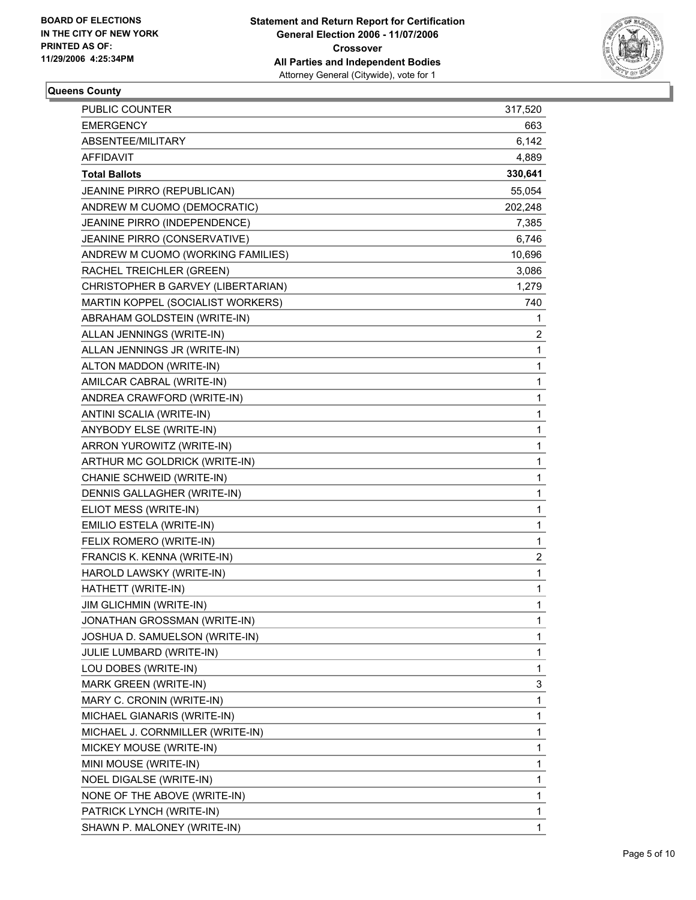**BOARD OF ELECTIONS IN THE CITY OF NEW YORK PRINTED AS OF: 11/29/2006 4:25:34PM**

**Statement and Return Report for Certification**
**General Election 2006 - 11/07/2006**
**Crossover**
**All Parties and Independent Bodies**
Attorney General (Citywide), vote for 1

**Queens County**

| | |
|---|---|
| PUBLIC COUNTER | 317,520 |
| EMERGENCY | 663 |
| ABSENTEE/MILITARY | 6,142 |
| AFFIDAVIT | 4,889 |
| **Total Ballots** | **330,641** |
| JEANINE PIRRO (REPUBLICAN) | 55,054 |
| ANDREW M CUOMO (DEMOCRATIC) | 202,248 |
| JEANINE PIRRO (INDEPENDENCE) | 7,385 |
| JEANINE PIRRO (CONSERVATIVE) | 6,746 |
| ANDREW M CUOMO (WORKING FAMILIES) | 10,696 |
| RACHEL TREICHLER (GREEN) | 3,086 |
| CHRISTOPHER B GARVEY (LIBERTARIAN) | 1,279 |
| MARTIN KOPPEL (SOCIALIST WORKERS) | 740 |
| ABRAHAM GOLDSTEIN (WRITE-IN) | 1 |
| ALLAN JENNINGS (WRITE-IN) | 2 |
| ALLAN JENNINGS JR (WRITE-IN) | 1 |
| ALTON MADDON (WRITE-IN) | 1 |
| AMILCAR CABRAL (WRITE-IN) | 1 |
| ANDREA CRAWFORD (WRITE-IN) | 1 |
| ANTINI SCALIA (WRITE-IN) | 1 |
| ANYBODY ELSE (WRITE-IN) | 1 |
| ARRON YUROWITZ (WRITE-IN) | 1 |
| ARTHUR MC GOLDRICK (WRITE-IN) | 1 |
| CHANIE SCHWEID (WRITE-IN) | 1 |
| DENNIS GALLAGHER (WRITE-IN) | 1 |
| ELIOT MESS (WRITE-IN) | 1 |
| EMILIO ESTELA (WRITE-IN) | 1 |
| FELIX ROMERO (WRITE-IN) | 1 |
| FRANCIS K. KENNA (WRITE-IN) | 2 |
| HAROLD LAWSKY (WRITE-IN) | 1 |
| HATHETT (WRITE-IN) | 1 |
| JIM GLICHMIN (WRITE-IN) | 1 |
| JONATHAN GROSSMAN (WRITE-IN) | 1 |
| JOSHUA D. SAMUELSON (WRITE-IN) | 1 |
| JULIE LUMBARD (WRITE-IN) | 1 |
| LOU DOBES (WRITE-IN) | 1 |
| MARK GREEN (WRITE-IN) | 3 |
| MARY C. CRONIN (WRITE-IN) | 1 |
| MICHAEL GIANARIS (WRITE-IN) | 1 |
| MICHAEL J. CORNMILLER (WRITE-IN) | 1 |
| MICKEY MOUSE (WRITE-IN) | 1 |
| MINI MOUSE (WRITE-IN) | 1 |
| NOEL DIGALSE (WRITE-IN) | 1 |
| NONE OF THE ABOVE (WRITE-IN) | 1 |
| PATRICK LYNCH (WRITE-IN) | 1 |
| SHAWN P. MALONEY (WRITE-IN) | 1 |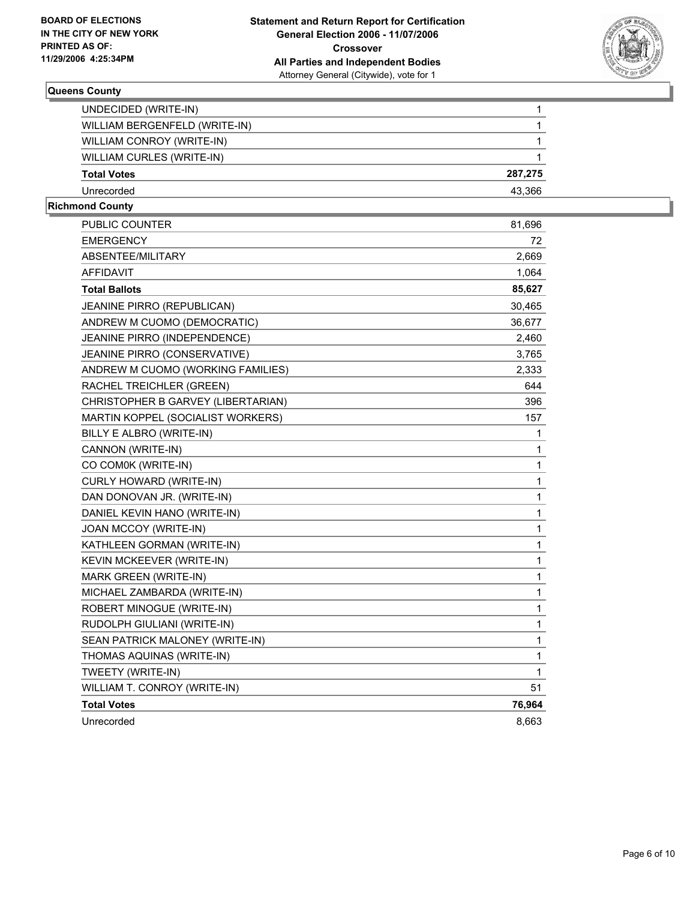**BOARD OF ELECTIONS IN THE CITY OF NEW YORK PRINTED AS OF: 11/29/2006 4:25:34PM**

# Statement and Return Report for Certification
## General Election 2006 - 11/07/2006
## Crossover
## All Parties and Independent Bodies
### Attorney General (Citywide), vote for 1

### Queens County

| | |
|---|---|
| UNDECIDED (WRITE-IN) | 1 |
| WILLIAM BERGENFELD (WRITE-IN) | 1 |
| WILLIAM CONROY (WRITE-IN) | 1 |
| WILLIAM CURLES (WRITE-IN) | 1 |
| **Total Votes** | **287,275** |
| Unrecorded | 43,366 |

### Richmond County

| | |
|---|---|
| PUBLIC COUNTER | 81,696 |
| EMERGENCY | 72 |
| ABSENTEE/MILITARY | 2,669 |
| AFFIDAVIT | 1,064 |
| **Total Ballots** | **85,627** |
| JEANINE PIRRO (REPUBLICAN) | 30,465 |
| ANDREW M CUOMO (DEMOCRATIC) | 36,677 |
| JEANINE PIRRO (INDEPENDENCE) | 2,460 |
| JEANINE PIRRO (CONSERVATIVE) | 3,765 |
| ANDREW M CUOMO (WORKING FAMILIES) | 2,333 |
| RACHEL TREICHLER (GREEN) | 644 |
| CHRISTOPHER B GARVEY (LIBERTARIAN) | 396 |
| MARTIN KOPPEL (SOCIALIST WORKERS) | 157 |
| BILLY E ALBRO (WRITE-IN) | 1 |
| CANNON (WRITE-IN) | 1 |
| CO COM0K (WRITE-IN) | 1 |
| CURLY HOWARD (WRITE-IN) | 1 |
| DAN DONOVAN JR. (WRITE-IN) | 1 |
| DANIEL KEVIN HANO (WRITE-IN) | 1 |
| JOAN MCCOY (WRITE-IN) | 1 |
| KATHLEEN GORMAN (WRITE-IN) | 1 |
| KEVIN MCKEEVER (WRITE-IN) | 1 |
| MARK GREEN (WRITE-IN) | 1 |
| MICHAEL ZAMBARDA (WRITE-IN) | 1 |
| ROBERT MINOGUE (WRITE-IN) | 1 |
| RUDOLPH GIULIANI (WRITE-IN) | 1 |
| SEAN PATRICK MALONEY (WRITE-IN) | 1 |
| THOMAS AQUINAS (WRITE-IN) | 1 |
| TWEETY (WRITE-IN) | 1 |
| WILLIAM T. CONROY (WRITE-IN) | 51 |
| **Total Votes** | **76,964** |
| Unrecorded | 8,663 |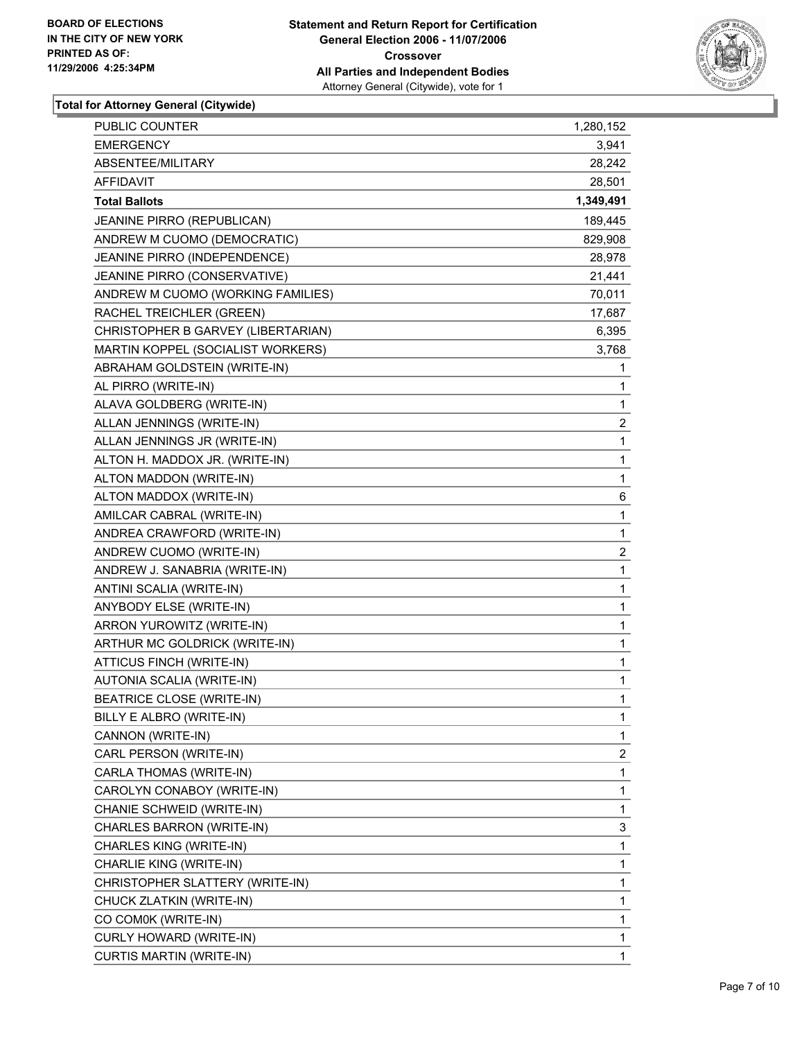**BOARD OF ELECTIONS**
**IN THE CITY OF NEW YORK**
**PRINTED AS OF:**
**11/29/2006 4:25:34PM**

**Statement and Return Report for Certification**
**General Election 2006 - 11/07/2006**
**Crossover**
**All Parties and Independent Bodies**
Attorney General (Citywide), vote for 1

**Total for Attorney General (Citywide)**

| | |
|---|---|
| PUBLIC COUNTER | 1,280,152 |
| EMERGENCY | 3,941 |
| ABSENTEE/MILITARY | 28,242 |
| AFFIDAVIT | 28,501 |
| **Total Ballots** | **1,349,491** |
| JEANINE PIRRO (REPUBLICAN) | 189,445 |
| ANDREW M CUOMO (DEMOCRATIC) | 829,908 |
| JEANINE PIRRO (INDEPENDENCE) | 28,978 |
| JEANINE PIRRO (CONSERVATIVE) | 21,441 |
| ANDREW M CUOMO (WORKING FAMILIES) | 70,011 |
| RACHEL TREICHLER (GREEN) | 17,687 |
| CHRISTOPHER B GARVEY (LIBERTARIAN) | 6,395 |
| MARTIN KOPPEL (SOCIALIST WORKERS) | 3,768 |
| ABRAHAM GOLDSTEIN (WRITE-IN) | 1 |
| AL PIRRO (WRITE-IN) | 1 |
| ALAVA GOLDBERG (WRITE-IN) | 1 |
| ALLAN JENNINGS (WRITE-IN) | 2 |
| ALLAN JENNINGS JR (WRITE-IN) | 1 |
| ALTON H. MADDOX JR. (WRITE-IN) | 1 |
| ALTON MADDON (WRITE-IN) | 1 |
| ALTON MADDOX (WRITE-IN) | 6 |
| AMILCAR CABRAL (WRITE-IN) | 1 |
| ANDREA CRAWFORD (WRITE-IN) | 1 |
| ANDREW CUOMO (WRITE-IN) | 2 |
| ANDREW J. SANABRIA (WRITE-IN) | 1 |
| ANTINI SCALIA (WRITE-IN) | 1 |
| ANYBODY ELSE (WRITE-IN) | 1 |
| ARRON YUROWITZ (WRITE-IN) | 1 |
| ARTHUR MC GOLDRICK (WRITE-IN) | 1 |
| ATTICUS FINCH (WRITE-IN) | 1 |
| AUTONIA SCALIA (WRITE-IN) | 1 |
| BEATRICE CLOSE (WRITE-IN) | 1 |
| BILLY E ALBRO (WRITE-IN) | 1 |
| CANNON (WRITE-IN) | 1 |
| CARL PERSON (WRITE-IN) | 2 |
| CARLA THOMAS (WRITE-IN) | 1 |
| CAROLYN CONABOY (WRITE-IN) | 1 |
| CHANIE SCHWEID (WRITE-IN) | 1 |
| CHARLES BARRON (WRITE-IN) | 3 |
| CHARLES KING (WRITE-IN) | 1 |
| CHARLIE KING (WRITE-IN) | 1 |
| CHRISTOPHER SLATTERY (WRITE-IN) | 1 |
| CHUCK ZLATKIN (WRITE-IN) | 1 |
| CO COM0K (WRITE-IN) | 1 |
| CURLY HOWARD (WRITE-IN) | 1 |
| CURTIS MARTIN (WRITE-IN) | 1 |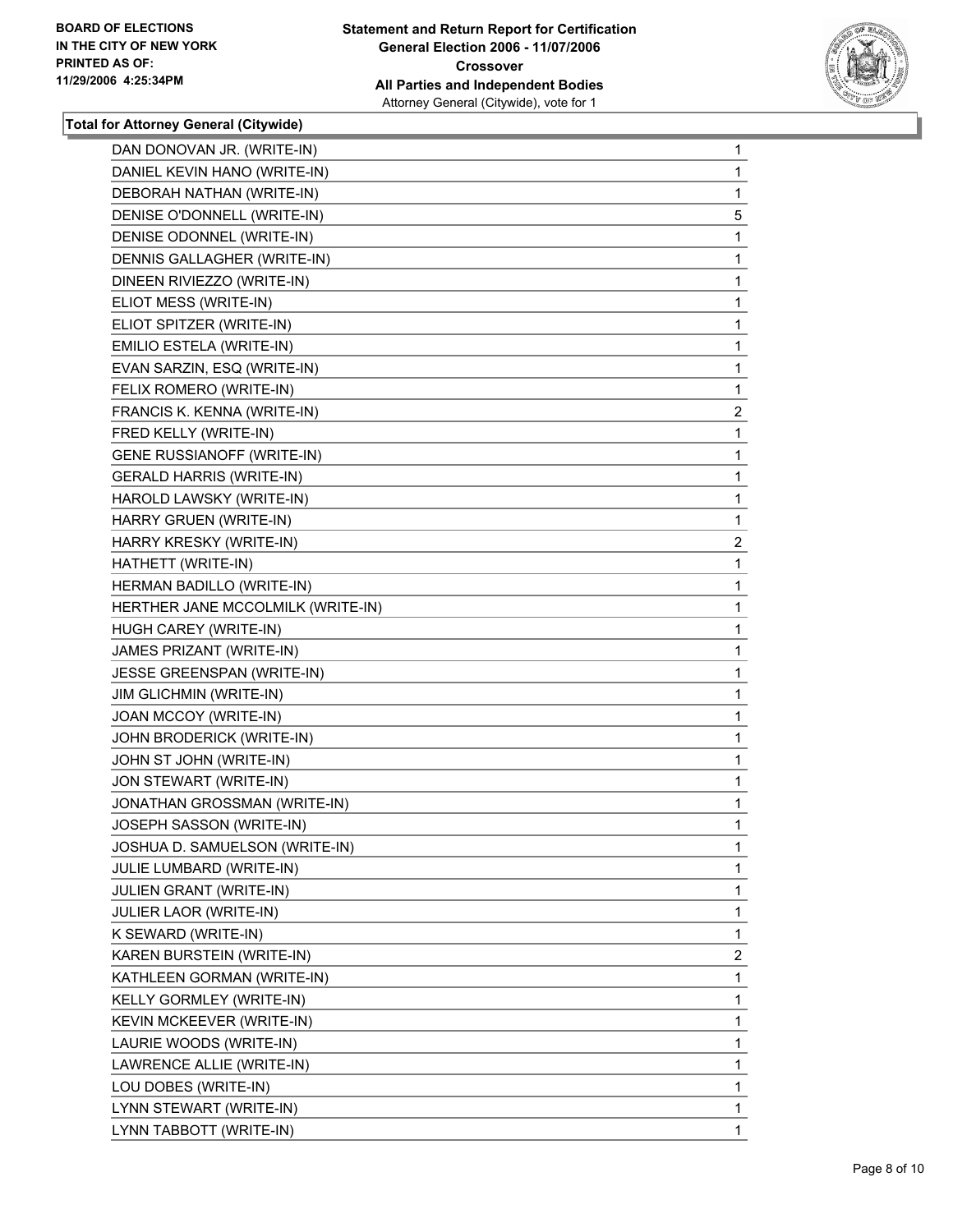**BOARD OF ELECTIONS IN THE CITY OF NEW YORK PRINTED AS OF: 11/29/2006 4:25:34PM**

**Statement and Return Report for Certification General Election 2006 - 11/07/2006 Crossover All Parties and Independent Bodies**
Attorney General (Citywide), vote for 1

### Total for Attorney General (Citywide)

| | |
|---|---|
| DAN DONOVAN JR. (WRITE-IN) | 1 |
| DANIEL KEVIN HANO (WRITE-IN) | 1 |
| DEBORAH NATHAN (WRITE-IN) | 1 |
| DENISE O'DONNELL (WRITE-IN) | 5 |
| DENISE ODONNEL (WRITE-IN) | 1 |
| DENNIS GALLAGHER (WRITE-IN) | 1 |
| DINEEN RIVIEZZO (WRITE-IN) | 1 |
| ELIOT MESS (WRITE-IN) | 1 |
| ELIOT SPITZER (WRITE-IN) | 1 |
| EMILIO ESTELA (WRITE-IN) | 1 |
| EVAN SARZIN, ESQ (WRITE-IN) | 1 |
| FELIX ROMERO (WRITE-IN) | 1 |
| FRANCIS K. KENNA (WRITE-IN) | 2 |
| FRED KELLY (WRITE-IN) | 1 |
| GENE RUSSIANOFF (WRITE-IN) | 1 |
| GERALD HARRIS (WRITE-IN) | 1 |
| HAROLD LAWSKY (WRITE-IN) | 1 |
| HARRY GRUEN (WRITE-IN) | 1 |
| HARRY KRESKY (WRITE-IN) | 2 |
| HATHETT (WRITE-IN) | 1 |
| HERMAN BADILLO (WRITE-IN) | 1 |
| HERTHER JANE MCCOLMILK (WRITE-IN) | 1 |
| HUGH CAREY (WRITE-IN) | 1 |
| JAMES PRIZANT (WRITE-IN) | 1 |
| JESSE GREENSPAN (WRITE-IN) | 1 |
| JIM GLICHMIN (WRITE-IN) | 1 |
| JOAN MCCOY (WRITE-IN) | 1 |
| JOHN BRODERICK (WRITE-IN) | 1 |
| JOHN ST JOHN (WRITE-IN) | 1 |
| JON STEWART (WRITE-IN) | 1 |
| JONATHAN GROSSMAN (WRITE-IN) | 1 |
| JOSEPH SASSON (WRITE-IN) | 1 |
| JOSHUA D. SAMUELSON (WRITE-IN) | 1 |
| JULIE LUMBARD (WRITE-IN) | 1 |
| JULIEN GRANT (WRITE-IN) | 1 |
| JULIER LAOR (WRITE-IN) | 1 |
| K SEWARD (WRITE-IN) | 1 |
| KAREN BURSTEIN (WRITE-IN) | 2 |
| KATHLEEN GORMAN (WRITE-IN) | 1 |
| KELLY GORMLEY (WRITE-IN) | 1 |
| KEVIN MCKEEVER (WRITE-IN) | 1 |
| LAURIE WOODS (WRITE-IN) | 1 |
| LAWRENCE ALLIE (WRITE-IN) | 1 |
| LOU DOBES (WRITE-IN) | 1 |
| LYNN STEWART (WRITE-IN) | 1 |
| LYNN TABBOTT (WRITE-IN) | 1 |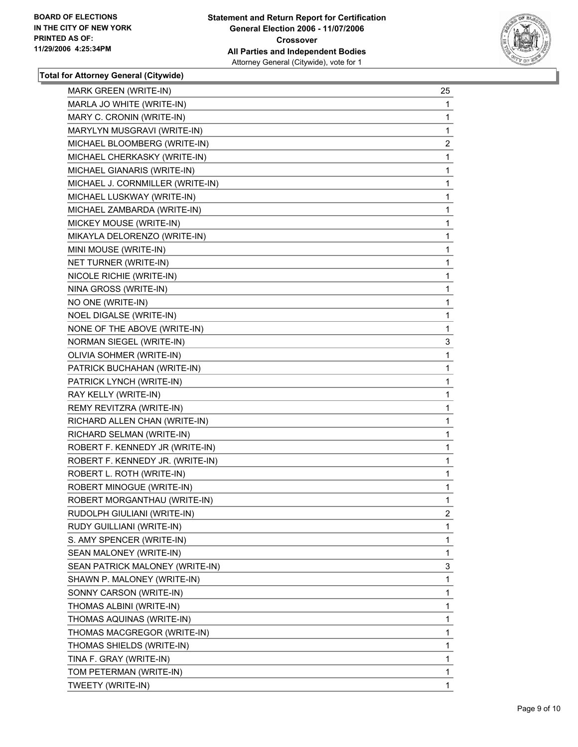**BOARD OF ELECTIONS IN THE CITY OF NEW YORK PRINTED AS OF: 11/29/2006 4:25:34PM**

**Statement and Return Report for Certification**
**General Election 2006 - 11/07/2006**
**Crossover**
**All Parties and Independent Bodies**
Attorney General (Citywide), vote for 1

**Total for Attorney General (Citywide)**

| | |
|---|---|
| MARK GREEN (WRITE-IN) | 25 |
| MARLA JO WHITE (WRITE-IN) | 1 |
| MARY C. CRONIN (WRITE-IN) | 1 |
| MARYLYN MUSGRAVI (WRITE-IN) | 1 |
| MICHAEL BLOOMBERG (WRITE-IN) | 2 |
| MICHAEL CHERKASKY (WRITE-IN) | 1 |
| MICHAEL GIANARIS (WRITE-IN) | 1 |
| MICHAEL J. CORNMILLER (WRITE-IN) | 1 |
| MICHAEL LUSKWAY (WRITE-IN) | 1 |
| MICHAEL ZAMBARDA (WRITE-IN) | 1 |
| MICKEY MOUSE (WRITE-IN) | 1 |
| MIKAYLA DELORENZO (WRITE-IN) | 1 |
| MINI MOUSE (WRITE-IN) | 1 |
| NET TURNER (WRITE-IN) | 1 |
| NICOLE RICHIE (WRITE-IN) | 1 |
| NINA GROSS (WRITE-IN) | 1 |
| NO ONE (WRITE-IN) | 1 |
| NOEL DIGALSE (WRITE-IN) | 1 |
| NONE OF THE ABOVE (WRITE-IN) | 1 |
| NORMAN SIEGEL (WRITE-IN) | 3 |
| OLIVIA SOHMER (WRITE-IN) | 1 |
| PATRICK BUCHAHAN (WRITE-IN) | 1 |
| PATRICK LYNCH (WRITE-IN) | 1 |
| RAY KELLY (WRITE-IN) | 1 |
| REMY REVITZRA (WRITE-IN) | 1 |
| RICHARD ALLEN CHAN (WRITE-IN) | 1 |
| RICHARD SELMAN (WRITE-IN) | 1 |
| ROBERT F. KENNEDY JR (WRITE-IN) | 1 |
| ROBERT F. KENNEDY JR. (WRITE-IN) | 1 |
| ROBERT L. ROTH (WRITE-IN) | 1 |
| ROBERT MINOGUE (WRITE-IN) | 1 |
| ROBERT MORGANTHAU (WRITE-IN) | 1 |
| RUDOLPH GIULIANI (WRITE-IN) | 2 |
| RUDY GUILLIANI (WRITE-IN) | 1 |
| S. AMY SPENCER (WRITE-IN) | 1 |
| SEAN MALONEY (WRITE-IN) | 1 |
| SEAN PATRICK MALONEY (WRITE-IN) | 3 |
| SHAWN P. MALONEY (WRITE-IN) | 1 |
| SONNY CARSON (WRITE-IN) | 1 |
| THOMAS ALBINI (WRITE-IN) | 1 |
| THOMAS AQUINAS (WRITE-IN) | 1 |
| THOMAS MACGREGOR (WRITE-IN) | 1 |
| THOMAS SHIELDS (WRITE-IN) | 1 |
| TINA F. GRAY (WRITE-IN) | 1 |
| TOM PETERMAN (WRITE-IN) | 1 |
| TWEETY (WRITE-IN) | 1 |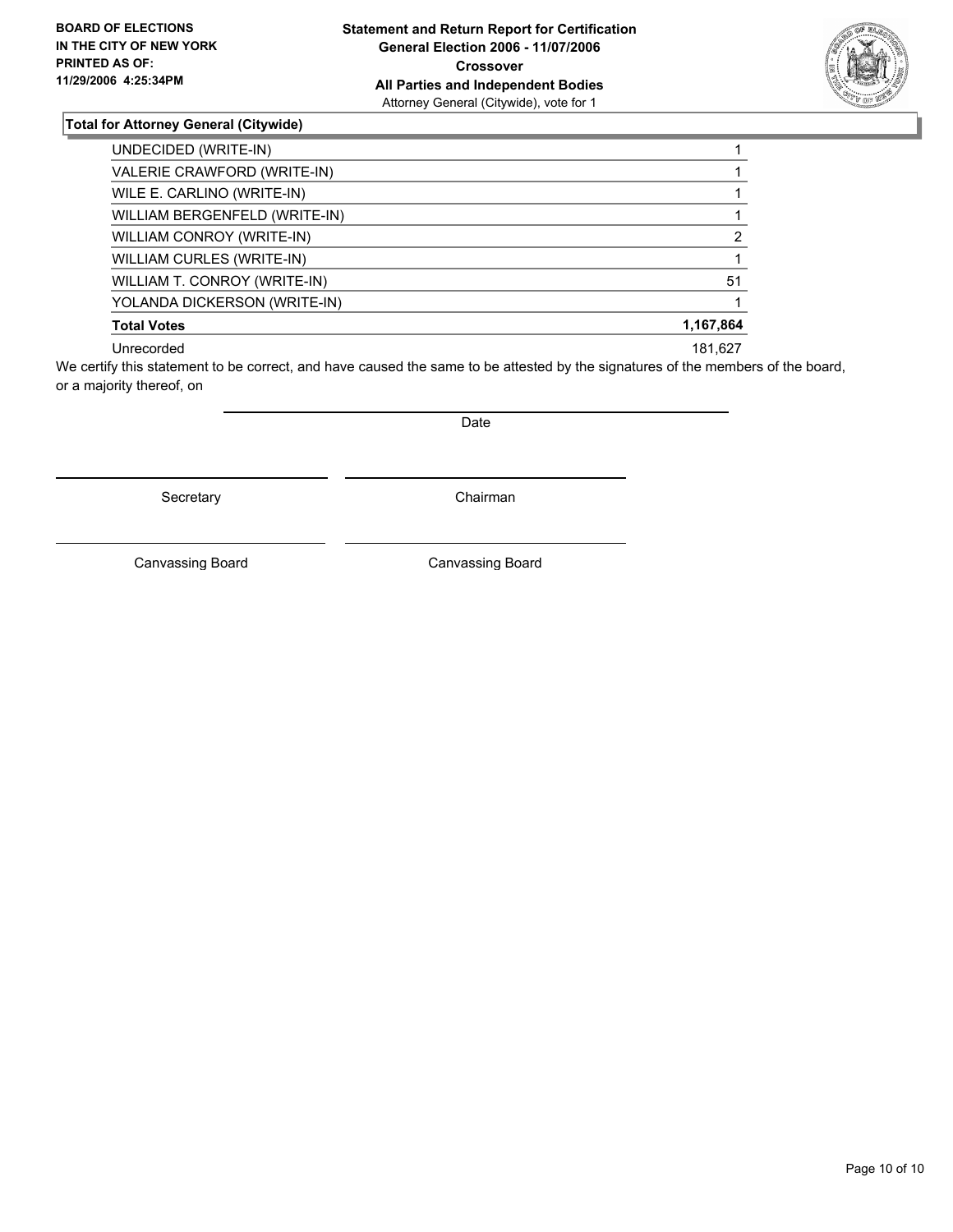**BOARD OF ELECTIONS IN THE CITY OF NEW YORK PRINTED AS OF: 11/29/2006 4:25:34PM**

**Statement and Return Report for Certification**
**General Election 2006 - 11/07/2006**
**Crossover**
**All Parties and Independent Bodies**
Attorney General (Citywide), vote for 1

**Total for Attorney General (Citywide)**

| | |
|---|---|
| UNDECIDED (WRITE-IN) | 1 |
| VALERIE CRAWFORD (WRITE-IN) | 1 |
| WILE E. CARLINO (WRITE-IN) | 1 |
| WILLIAM BERGENFELD (WRITE-IN) | 1 |
| WILLIAM CONROY (WRITE-IN) | 2 |
| WILLIAM CURLES (WRITE-IN) | 1 |
| WILLIAM T. CONROY (WRITE-IN) | 51 |
| YOLANDA DICKERSON (WRITE-IN) | 1 |
| **Total Votes** | **1,167,864** |
| Unrecorded | 181,627 |

We certify this statement to be correct, and have caused the same to be attested by the signatures of the members of the board, or a majority thereof, on

Date

Secretary

Chairman

Canvassing Board

Canvassing Board